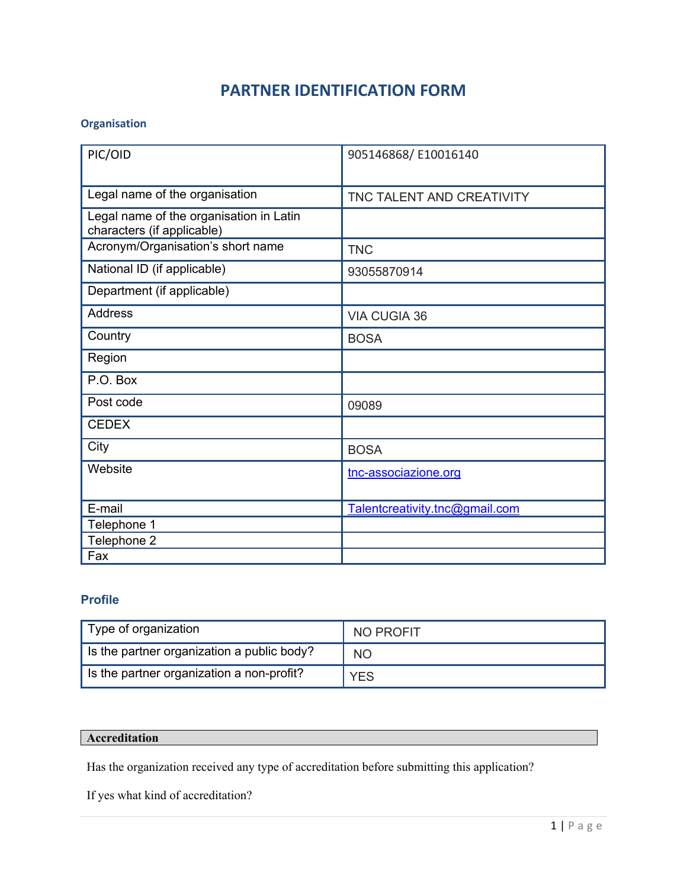# PARTNER IDENTIFICATION FORM

## Organisation

| PIC/OID | 905146868/ E10016140 |
|---|---|
| Legal name of the organisation | TNC TALENT AND CREATIVITY |
| Legal name of the organisation in Latin characters (if applicable) | |
| Acronym/Organisation's short name | TNC |
| National ID (if applicable) | 93055870914 |
| Department (if applicable) | |
| Address | VIA CUGIA 36 |
| Country | BOSA |
| Region | |
| P.O. Box | |
| Post code | 09089 |
| CEDEX | |
| City | BOSA |
| Website | tnc-associazione.org |
| E-mail | Talentcreativity.tnc@gmail.com |
| Telephone 1 | |
| Telephone 2 | |
| Fax | |

## Profile

| Type of organization | NO PROFIT |
|---|---|
| Is the partner organization a public body? | NO |
| Is the partner organization a non-profit? | YES |

| **Accreditation** |
|---|

Has the organization received any type of accreditation before submitting this application?

If yes what kind of accreditation?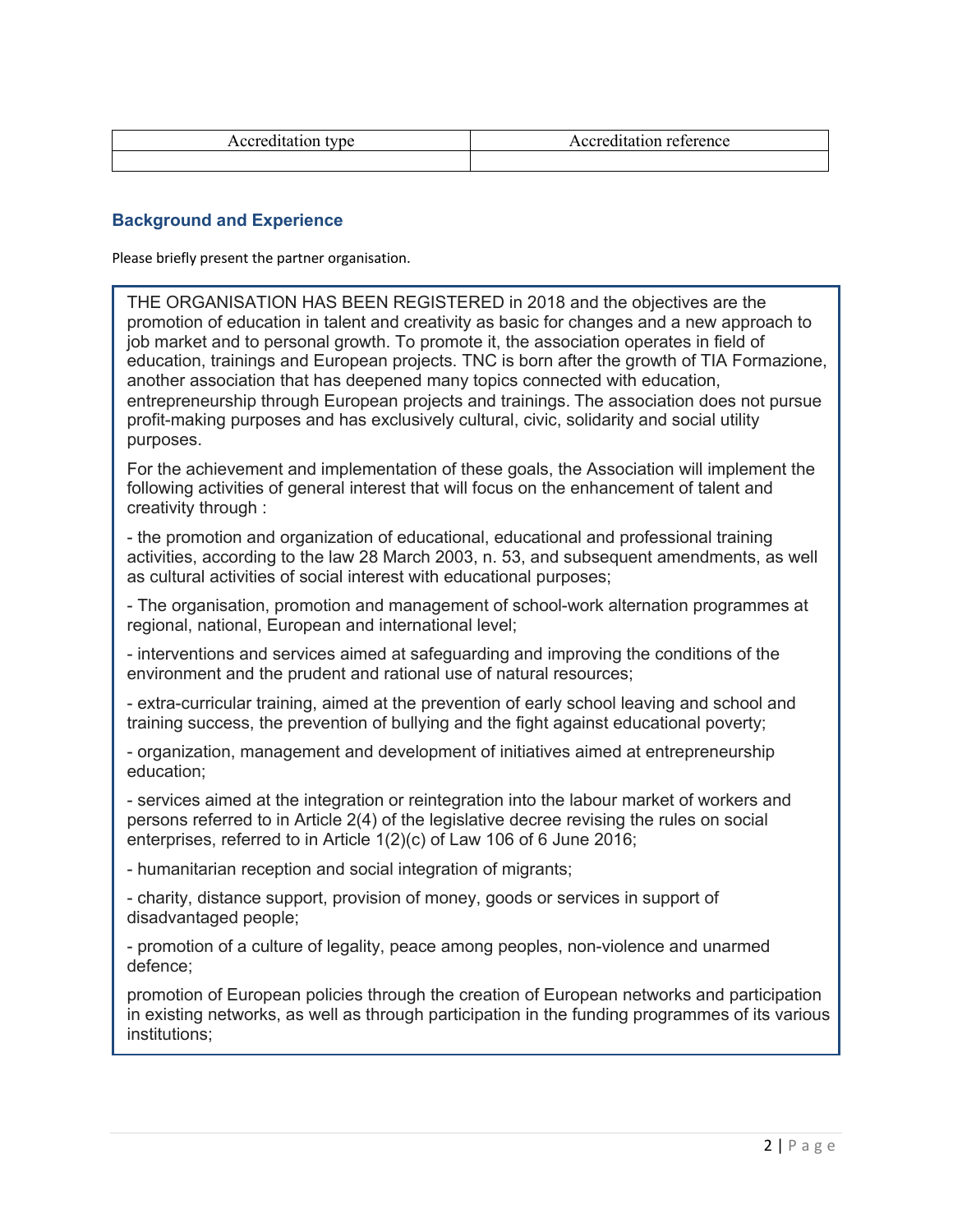| Accreditation type | Accreditation reference |
| --- | --- |
| | |

### Background and Experience

Please briefly present the partner organisation.

THE ORGANISATION HAS BEEN REGISTERED in 2018 and the objectives are the promotion of education in talent and creativity as basic for changes and a new approach to job market and to personal growth. To promote it, the association operates in field of education, trainings and European projects. TNC is born after the growth of TIA Formazione, another association that has deepened many topics connected with education, entrepreneurship through European projects and trainings. The association does not pursue profit-making purposes and has exclusively cultural, civic, solidarity and social utility purposes.

For the achievement and implementation of these goals, the Association will implement the following activities of general interest that will focus on the enhancement of talent and creativity through :

- the promotion and organization of educational, educational and professional training activities, according to the law 28 March 2003, n. 53, and subsequent amendments, as well as cultural activities of social interest with educational purposes;

- The organisation, promotion and management of school-work alternation programmes at regional, national, European and international level;

- interventions and services aimed at safeguarding and improving the conditions of the environment and the prudent and rational use of natural resources;

- extra-curricular training, aimed at the prevention of early school leaving and school and training success, the prevention of bullying and the fight against educational poverty;

- organization, management and development of initiatives aimed at entrepreneurship education;

- services aimed at the integration or reintegration into the labour market of workers and persons referred to in Article 2(4) of the legislative decree revising the rules on social enterprises, referred to in Article 1(2)(c) of Law 106 of 6 June 2016;

- humanitarian reception and social integration of migrants;

- charity, distance support, provision of money, goods or services in support of disadvantaged people;

- promotion of a culture of legality, peace among peoples, non-violence and unarmed defence;

promotion of European policies through the creation of European networks and participation in existing networks, as well as through participation in the funding programmes of its various institutions;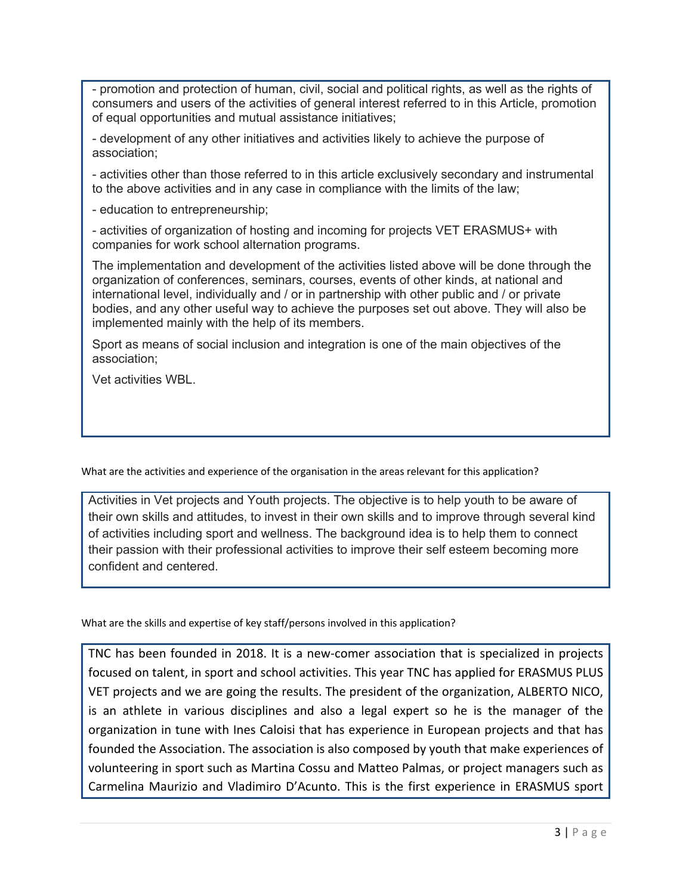- promotion and protection of human, civil, social and political rights, as well as the rights of consumers and users of the activities of general interest referred to in this Article, promotion of equal opportunities and mutual assistance initiatives;

- development of any other initiatives and activities likely to achieve the purpose of association;

- activities other than those referred to in this article exclusively secondary and instrumental to the above activities and in any case in compliance with the limits of the law;

- education to entrepreneurship;

- activities of organization of hosting and incoming for projects VET ERASMUS+ with companies for work school alternation programs.

The implementation and development of the activities listed above will be done through the organization of conferences, seminars, courses, events of other kinds, at national and international level, individually and / or in partnership with other public and / or private bodies, and any other useful way to achieve the purposes set out above. They will also be implemented mainly with the help of its members.

Sport as means of social inclusion and integration is one of the main objectives of the association;

Vet activities WBL.

What are the activities and experience of the organisation in the areas relevant for this application?

Activities in Vet projects and Youth projects. The objective is to help youth to be aware of their own skills and attitudes, to invest in their own skills and to improve through several kind of activities including sport and wellness. The background idea is to help them to connect their passion with their professional activities to improve their self esteem becoming more confident and centered.

What are the skills and expertise of key staff/persons involved in this application?

TNC has been founded in 2018. It is a new-comer association that is specialized in projects focused on talent, in sport and school activities. This year TNC has applied for ERASMUS PLUS VET projects and we are going the results. The president of the organization, ALBERTO NICO, is an athlete in various disciplines and also a legal expert so he is the manager of the organization in tune with Ines Caloisi that has experience in European projects and that has founded the Association. The association is also composed by youth that make experiences of volunteering in sport such as Martina Cossu and Matteo Palmas, or project managers such as Carmelina Maurizio and Vladimiro D'Acunto. This is the first experience in ERASMUS sport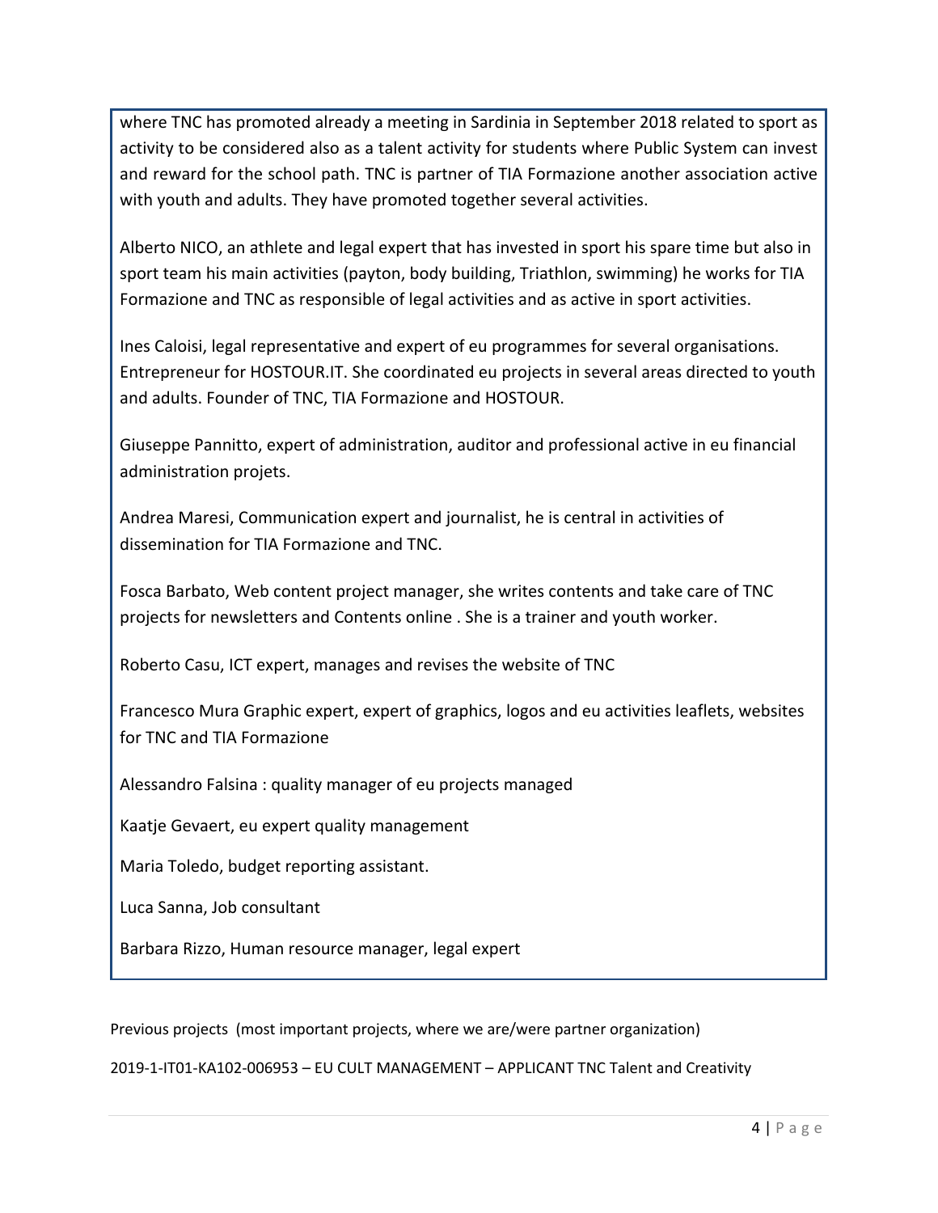where TNC has promoted already a meeting in Sardinia in September 2018 related to sport as activity to be considered also as a talent activity for students where Public System can invest and reward for the school path. TNC is partner of TIA Formazione another association active with youth and adults. They have promoted together several activities.

Alberto NICO, an athlete and legal expert that has invested in sport his spare time but also in sport team his main activities (payton, body building, Triathlon, swimming) he works for TIA Formazione and TNC as responsible of legal activities and as active in sport activities.

Ines Caloisi, legal representative and expert of eu programmes for several organisations. Entrepreneur for HOSTOUR.IT. She coordinated eu projects in several areas directed to youth and adults. Founder of TNC, TIA Formazione and HOSTOUR.

Giuseppe Pannitto, expert of administration, auditor and professional active in eu financial administration projets.

Andrea Maresi, Communication expert and journalist, he is central in activities of dissemination for TIA Formazione and TNC.

Fosca Barbato, Web content project manager, she writes contents and take care of TNC projects for newsletters and Contents online . She is a trainer and youth worker.

Roberto Casu, ICT expert, manages and revises the website of TNC

Francesco Mura Graphic expert, expert of graphics, logos and eu activities leaflets, websites for TNC and TIA Formazione

Alessandro Falsina : quality manager of eu projects managed

Kaatje Gevaert, eu expert quality management

Maria Toledo, budget reporting assistant.

Luca Sanna, Job consultant

Barbara Rizzo, Human resource manager, legal expert

Previous projects (most important projects, where we are/were partner organization)

2019-1-IT01-KA102-006953 – EU CULT MANAGEMENT – APPLICANT TNC Talent and Creativity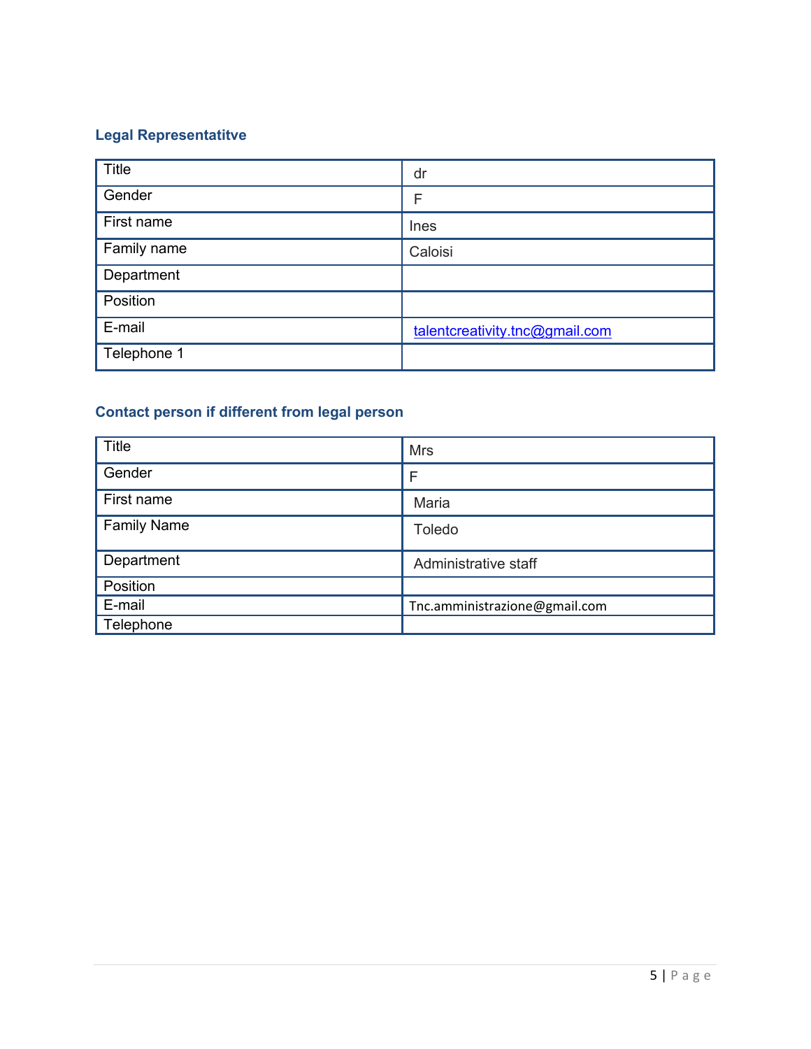### Legal Representatitve

| | |
|---|---|
| Title | dr |
| Gender | F |
| First name | Ines |
| Family name | Caloisi |
| Department | |
| Position | |
| E-mail | talentcreativity.tnc@gmail.com |
| Telephone 1 | |

### Contact person if different from legal person

| | |
|---|---|
| Title | Mrs |
| Gender | F |
| First name | Maria |
| Family Name | Toledo |
| Department | Administrative staff |
| Position | |
| E-mail | Tnc.amministrazione@gmail.com |
| Telephone | |